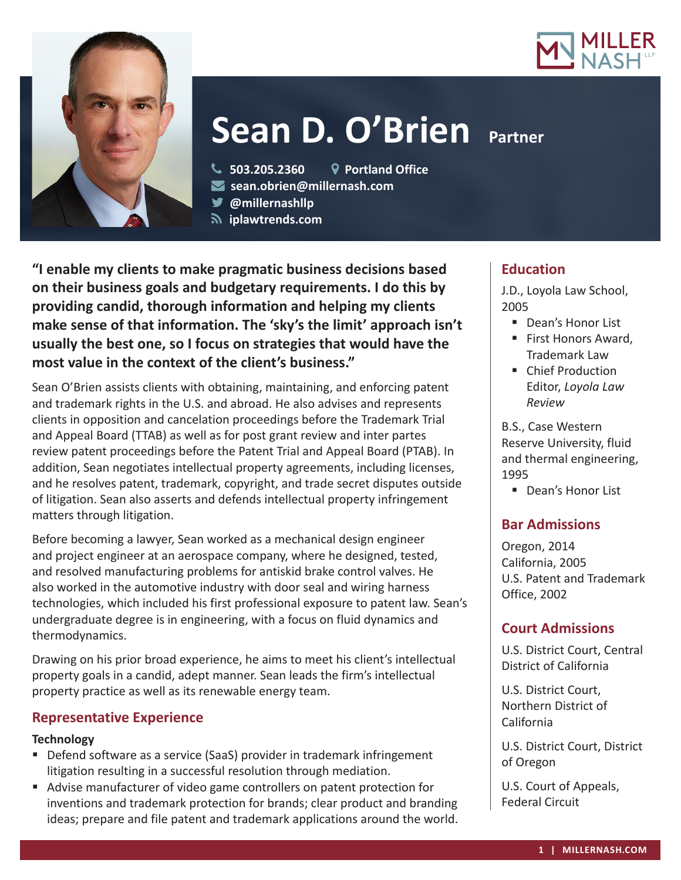# Sean D. O'Brien Partner

503.205.2360 | Portland Office
sean.obrien@millernash.com
@millernashllp
iplawtrends.com

**"I enable my clients to make pragmatic business decisions based on their business goals and budgetary requirements. I do this by providing candid, thorough information and helping my clients make sense of that information. The 'sky's the limit' approach isn't usually the best one, so I focus on strategies that would have the most value in the context of the client's business."**

Sean O'Brien assists clients with obtaining, maintaining, and enforcing patent and trademark rights in the U.S. and abroad. He also advises and represents clients in opposition and cancelation proceedings before the Trademark Trial and Appeal Board (TTAB) as well as for post grant review and inter partes review patent proceedings before the Patent Trial and Appeal Board (PTAB). In addition, Sean negotiates intellectual property agreements, including licenses, and he resolves patent, trademark, copyright, and trade secret disputes outside of litigation. Sean also asserts and defends intellectual property infringement matters through litigation.

Before becoming a lawyer, Sean worked as a mechanical design engineer and project engineer at an aerospace company, where he designed, tested, and resolved manufacturing problems for antiskid brake control valves. He also worked in the automotive industry with door seal and wiring harness technologies, which included his first professional exposure to patent law. Sean's undergraduate degree is in engineering, with a focus on fluid dynamics and thermodynamics.

Drawing on his prior broad experience, he aims to meet his client's intellectual property goals in a candid, adept manner. Sean leads the firm's intellectual property practice as well as its renewable energy team.

## Representative Experience

### Technology

- Defend software as a service (SaaS) provider in trademark infringement litigation resulting in a successful resolution through mediation.
- Advise manufacturer of video game controllers on patent protection for inventions and trademark protection for brands; clear product and branding ideas; prepare and file patent and trademark applications around the world.

## Education

J.D., Loyola Law School, 2005

- Dean's Honor List
- First Honors Award, Trademark Law
- Chief Production Editor, *Loyola Law Review*

B.S., Case Western Reserve University, fluid and thermal engineering, 1995

- Dean's Honor List

## Bar Admissions

Oregon, 2014
California, 2005
U.S. Patent and Trademark Office, 2002

## Court Admissions

U.S. District Court, Central District of California

U.S. District Court, Northern District of California

U.S. District Court, District of Oregon

U.S. Court of Appeals, Federal Circuit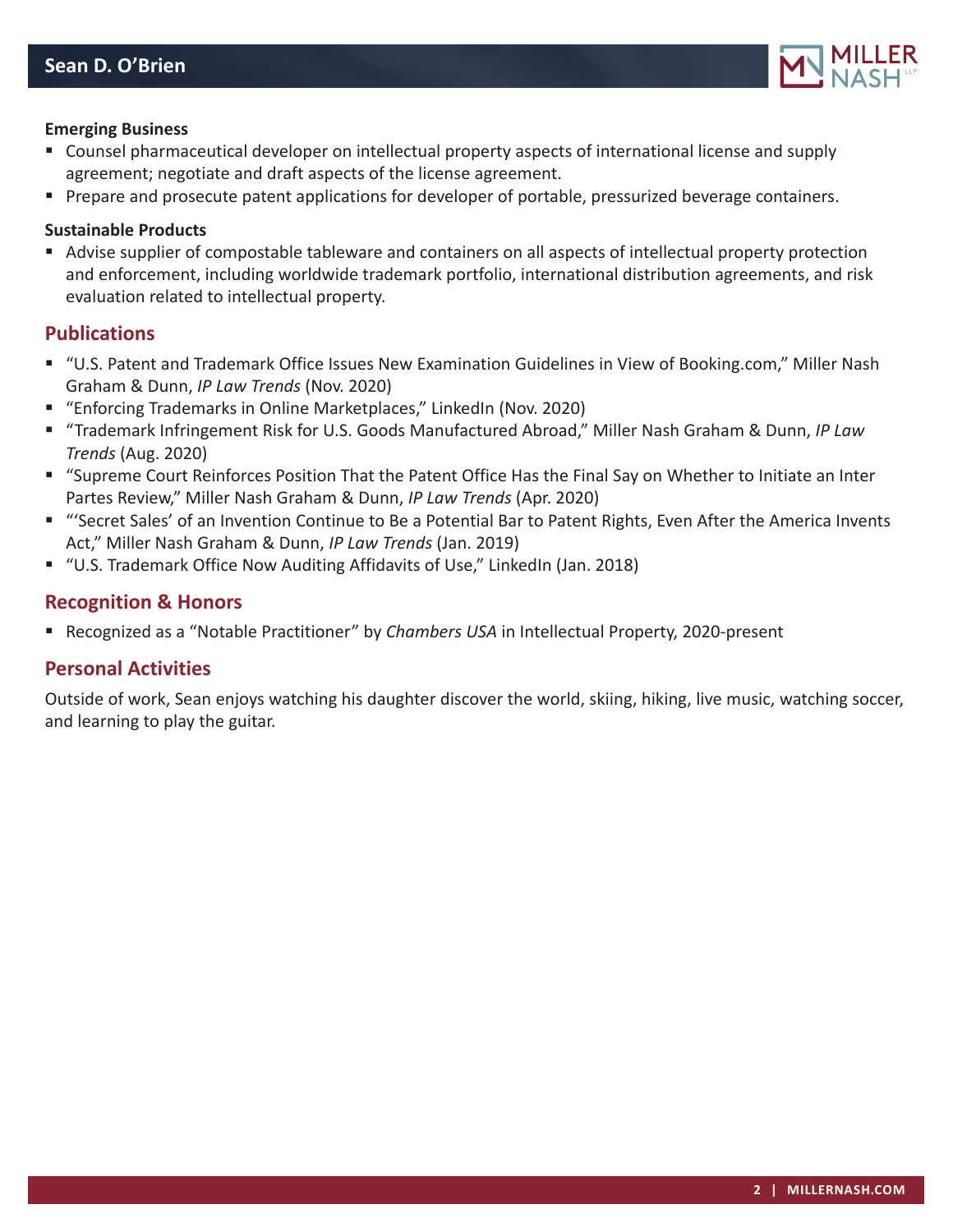**Emerging Business**

- Counsel pharmaceutical developer on intellectual property aspects of international license and supply agreement; negotiate and draft aspects of the license agreement.
- Prepare and prosecute patent applications for developer of portable, pressurized beverage containers.

**Sustainable Products**

- Advise supplier of compostable tableware and containers on all aspects of intellectual property protection and enforcement, including worldwide trademark portfolio, international distribution agreements, and risk evaluation related to intellectual property.

## Publications

- "U.S. Patent and Trademark Office Issues New Examination Guidelines in View of Booking.com," Miller Nash Graham & Dunn, *IP Law Trends* (Nov. 2020)
- "Enforcing Trademarks in Online Marketplaces," LinkedIn (Nov. 2020)
- "Trademark Infringement Risk for U.S. Goods Manufactured Abroad," Miller Nash Graham & Dunn, *IP Law Trends* (Aug. 2020)
- "Supreme Court Reinforces Position That the Patent Office Has the Final Say on Whether to Initiate an Inter Partes Review," Miller Nash Graham & Dunn, *IP Law Trends* (Apr. 2020)
- "'Secret Sales' of an Invention Continue to Be a Potential Bar to Patent Rights, Even After the America Invents Act," Miller Nash Graham & Dunn, *IP Law Trends* (Jan. 2019)
- "U.S. Trademark Office Now Auditing Affidavits of Use," LinkedIn (Jan. 2018)

## Recognition & Honors

- Recognized as a "Notable Practitioner" by *Chambers USA* in Intellectual Property, 2020-present

## Personal Activities

Outside of work, Sean enjoys watching his daughter discover the world, skiing, hiking, live music, watching soccer, and learning to play the guitar.